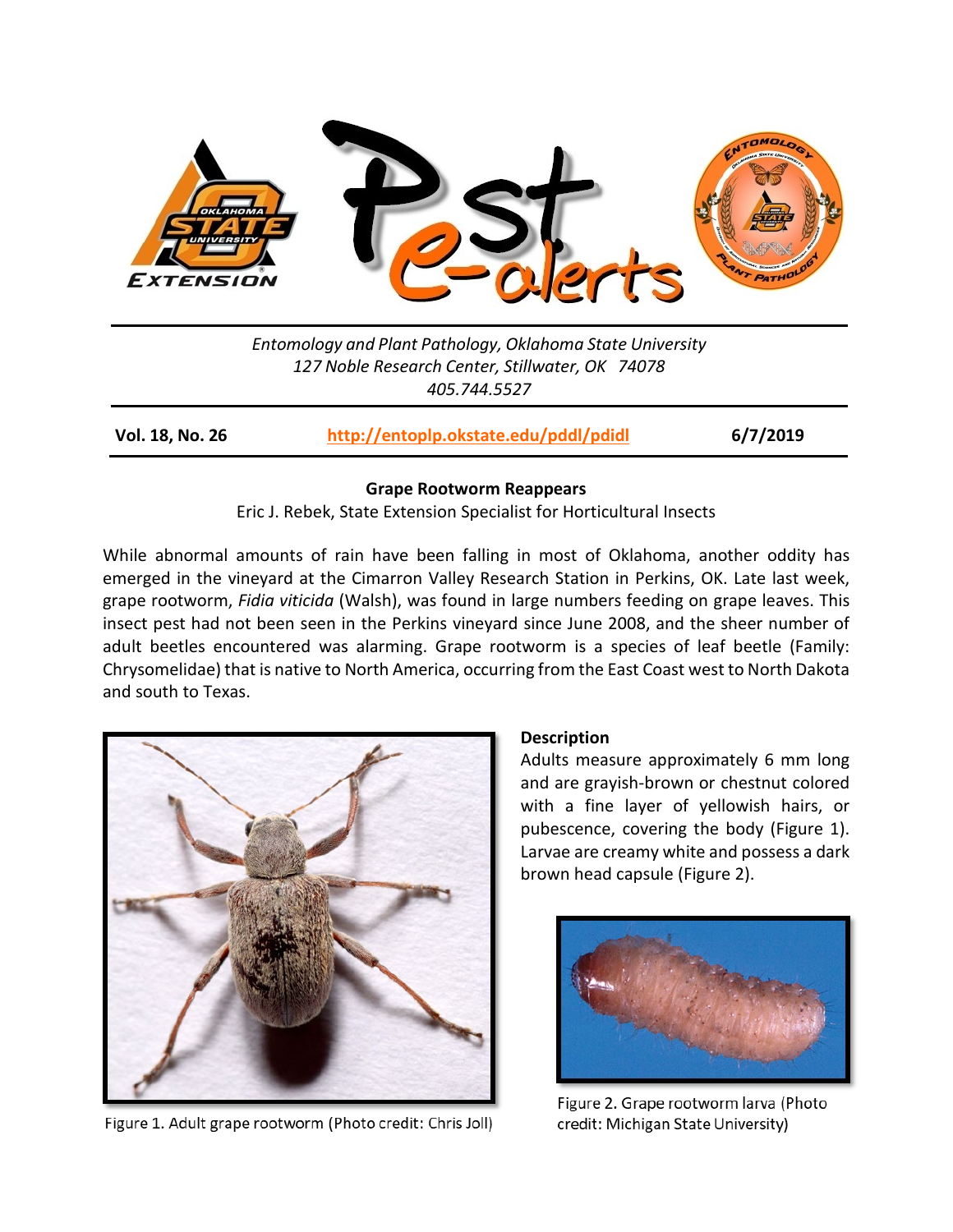Entomology and Plant Pathology, Oklahoma State University
127 Noble Research Center, Stillwater, OK 74078
405.744.5527

**Vol. 18, No. 26** **http://entoplp.okstate.edu/pddl/pdidl** **6/7/2019**

## Grape Rootworm Reappears

Eric J. Rebek, State Extension Specialist for Horticultural Insects

While abnormal amounts of rain have been falling in most of Oklahoma, another oddity has emerged in the vineyard at the Cimarron Valley Research Station in Perkins, OK. Late last week, grape rootworm, *Fidia viticida* (Walsh), was found in large numbers feeding on grape leaves. This insect pest had not been seen in the Perkins vineyard since June 2008, and the sheer number of adult beetles encountered was alarming. Grape rootworm is a species of leaf beetle (Family: Chrysomelidae) that is native to North America, occurring from the East Coast west to North Dakota and south to Texas.

Figure 1. Adult grape rootworm (Photo credit: Chris Joll)

### Description

Adults measure approximately 6 mm long and are grayish-brown or chestnut colored with a fine layer of yellowish hairs, or pubescence, covering the body (Figure 1). Larvae are creamy white and possess a dark brown head capsule (Figure 2).

Figure 2. Grape rootworm larva (Photo credit: Michigan State University)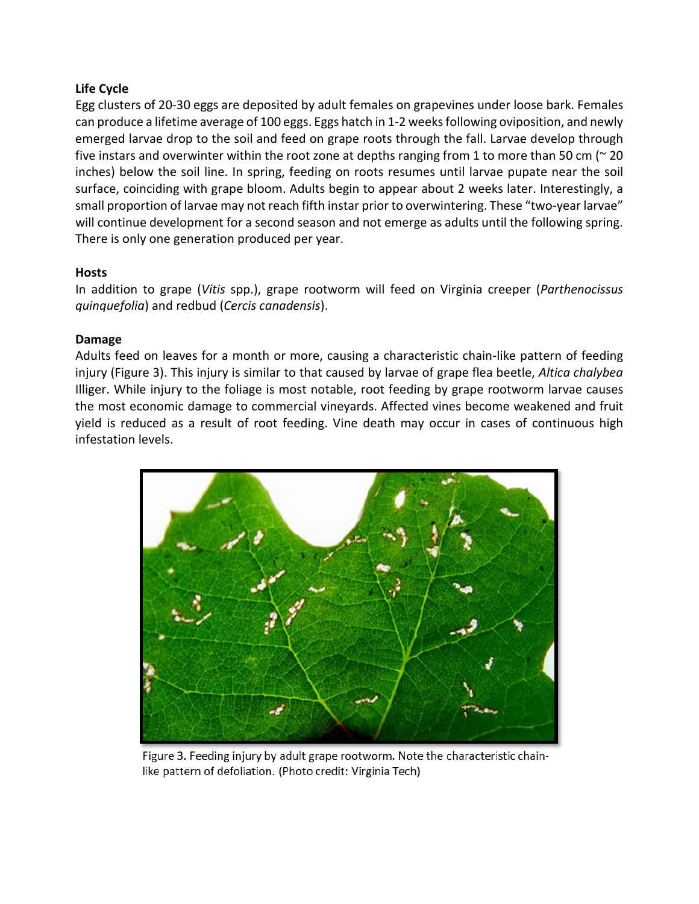**Life Cycle**

Egg clusters of 20-30 eggs are deposited by adult females on grapevines under loose bark. Females can produce a lifetime average of 100 eggs. Eggs hatch in 1-2 weeks following oviposition, and newly emerged larvae drop to the soil and feed on grape roots through the fall. Larvae develop through five instars and overwinter within the root zone at depths ranging from 1 to more than 50 cm (~ 20 inches) below the soil line. In spring, feeding on roots resumes until larvae pupate near the soil surface, coinciding with grape bloom. Adults begin to appear about 2 weeks later. Interestingly, a small proportion of larvae may not reach fifth instar prior to overwintering. These "two-year larvae" will continue development for a second season and not emerge as adults until the following spring. There is only one generation produced per year.

**Hosts**

In addition to grape (*Vitis* spp.), grape rootworm will feed on Virginia creeper (*Parthenocissus quinquefolia*) and redbud (*Cercis canadensis*).

**Damage**

Adults feed on leaves for a month or more, causing a characteristic chain-like pattern of feeding injury (Figure 3). This injury is similar to that caused by larvae of grape flea beetle, *Altica chalybea* Illiger. While injury to the foliage is most notable, root feeding by grape rootworm larvae causes the most economic damage to commercial vineyards. Affected vines become weakened and fruit yield is reduced as a result of root feeding. Vine death may occur in cases of continuous high infestation levels.

Figure 3. Feeding injury by adult grape rootworm. Note the characteristic chain-like pattern of defoliation. (Photo credit: Virginia Tech)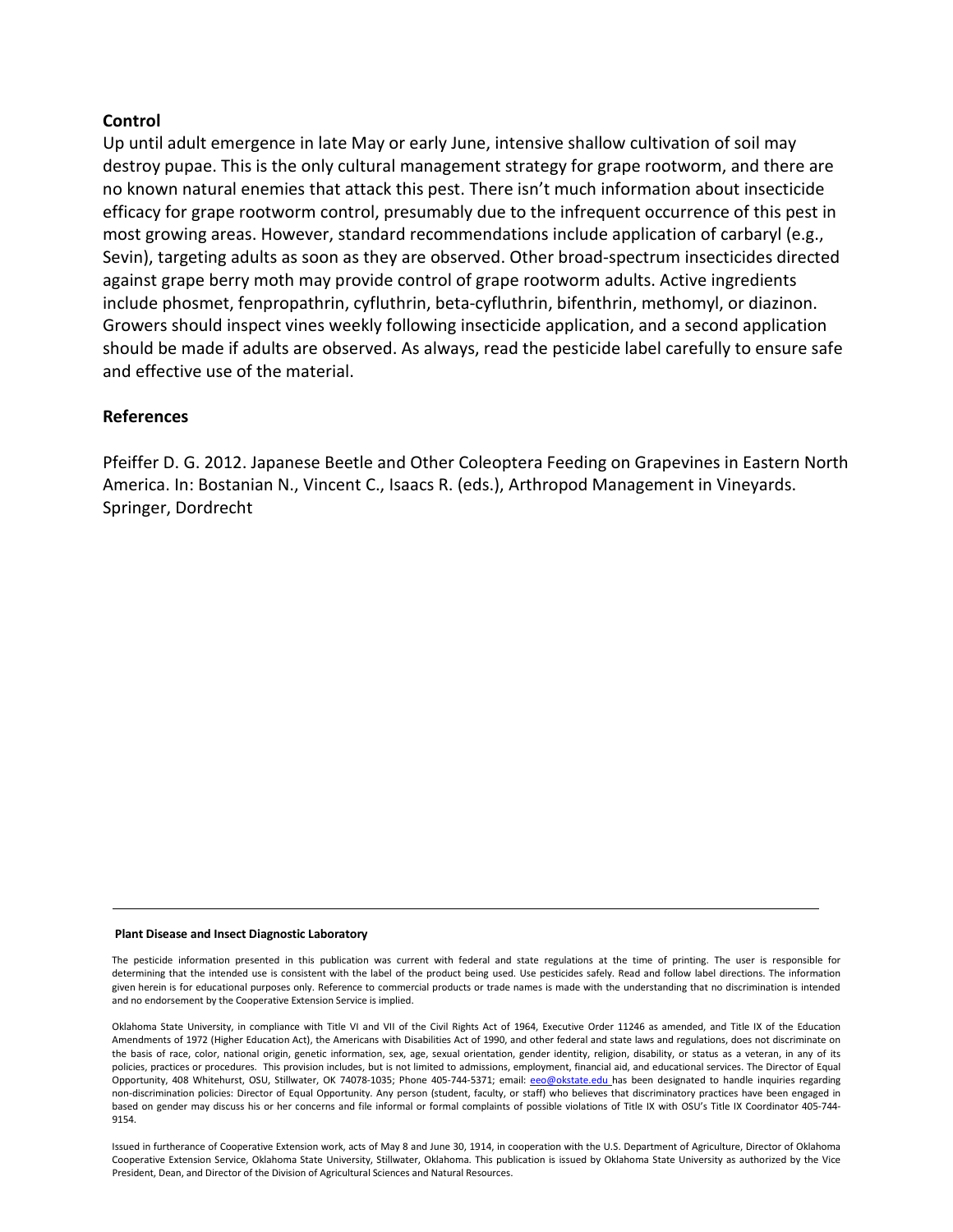## Control

Up until adult emergence in late May or early June, intensive shallow cultivation of soil may destroy pupae. This is the only cultural management strategy for grape rootworm, and there are no known natural enemies that attack this pest. There isn't much information about insecticide efficacy for grape rootworm control, presumably due to the infrequent occurrence of this pest in most growing areas. However, standard recommendations include application of carbaryl (e.g., Sevin), targeting adults as soon as they are observed. Other broad-spectrum insecticides directed against grape berry moth may provide control of grape rootworm adults. Active ingredients include phosmet, fenpropathrin, cyfluthrin, beta-cyfluthrin, bifenthrin, methomyl, or diazinon. Growers should inspect vines weekly following insecticide application, and a second application should be made if adults are observed. As always, read the pesticide label carefully to ensure safe and effective use of the material.

## References

Pfeiffer D. G. 2012. Japanese Beetle and Other Coleoptera Feeding on Grapevines in Eastern North America. In: Bostanian N., Vincent C., Isaacs R. (eds.), Arthropod Management in Vineyards. Springer, Dordrecht

---

**Plant Disease and Insect Diagnostic Laboratory**

The pesticide information presented in this publication was current with federal and state regulations at the time of printing. The user is responsible for determining that the intended use is consistent with the label of the product being used. Use pesticides safely. Read and follow label directions. The information given herein is for educational purposes only. Reference to commercial products or trade names is made with the understanding that no discrimination is intended and no endorsement by the Cooperative Extension Service is implied.

Oklahoma State University, in compliance with Title VI and VII of the Civil Rights Act of 1964, Executive Order 11246 as amended, and Title IX of the Education Amendments of 1972 (Higher Education Act), the Americans with Disabilities Act of 1990, and other federal and state laws and regulations, does not discriminate on the basis of race, color, national origin, genetic information, sex, age, sexual orientation, gender identity, religion, disability, or status as a veteran, in any of its policies, practices or procedures. This provision includes, but is not limited to admissions, employment, financial aid, and educational services. The Director of Equal Opportunity, 408 Whitehurst, OSU, Stillwater, OK 74078-1035; Phone 405-744-5371; email: eeo@okstate.edu has been designated to handle inquiries regarding non-discrimination policies: Director of Equal Opportunity. Any person (student, faculty, or staff) who believes that discriminatory practices have been engaged in based on gender may discuss his or her concerns and file informal or formal complaints of possible violations of Title IX with OSU's Title IX Coordinator 405-744-9154.

Issued in furtherance of Cooperative Extension work, acts of May 8 and June 30, 1914, in cooperation with the U.S. Department of Agriculture, Director of Oklahoma Cooperative Extension Service, Oklahoma State University, Stillwater, Oklahoma. This publication is issued by Oklahoma State University as authorized by the Vice President, Dean, and Director of the Division of Agricultural Sciences and Natural Resources.